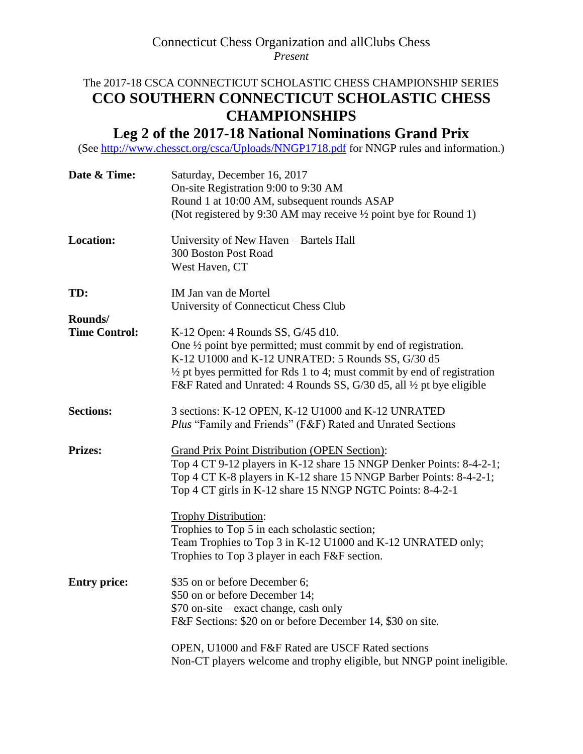Connecticut Chess Organization and allClubs Chess
*Present*

The 2017-18 CSCA CONNECTICUT SCHOLASTIC CHESS CHAMPIONSHIP SERIES

# CCO SOUTHERN CONNECTICUT SCHOLASTIC CHESS CHAMPIONSHIPS

## Leg 2 of the 2017-18 National Nominations Grand Prix

(See http://www.chessct.org/csca/Uploads/NNGP1718.pdf for NNGP rules and information.)

**Date & Time:**
Saturday, December 16, 2017
On-site Registration 9:00 to 9:30 AM
Round 1 at 10:00 AM, subsequent rounds ASAP
(Not registered by 9:30 AM may receive ½ point bye for Round 1)

**Location:**
University of New Haven – Bartels Hall
300 Boston Post Road
West Haven, CT

**TD:**
IM Jan van de Mortel
University of Connecticut Chess Club

**Rounds/ Time Control:**
K-12 Open: 4 Rounds SS, G/45 d10.
One ½ point bye permitted; must commit by end of registration.
K-12 U1000 and K-12 UNRATED: 5 Rounds SS, G/30 d5
½ pt byes permitted for Rds 1 to 4; must commit by end of registration
F&F Rated and Unrated: 4 Rounds SS, G/30 d5, all ½ pt bye eligible

**Sections:**
3 sections: K-12 OPEN, K-12 U1000 and K-12 UNRATED
*Plus* "Family and Friends" (F&F) Rated and Unrated Sections

**Prizes:**
Grand Prix Point Distribution (OPEN Section):
Top 4 CT 9-12 players in K-12 share 15 NNGP Denker Points: 8-4-2-1;
Top 4 CT K-8 players in K-12 share 15 NNGP Barber Points: 8-4-2-1;
Top 4 CT girls in K-12 share 15 NNGP NGTC Points: 8-4-2-1

Trophy Distribution:
Trophies to Top 5 in each scholastic section;
Team Trophies to Top 3 in K-12 U1000 and K-12 UNRATED only;
Trophies to Top 3 player in each F&F section.

**Entry price:**
$35 on or before December 6;
$50 on or before December 14;
$70 on-site – exact change, cash only
F&F Sections: $20 on or before December 14, $30 on site.

OPEN, U1000 and F&F Rated are USCF Rated sections
Non-CT players welcome and trophy eligible, but NNGP point ineligible.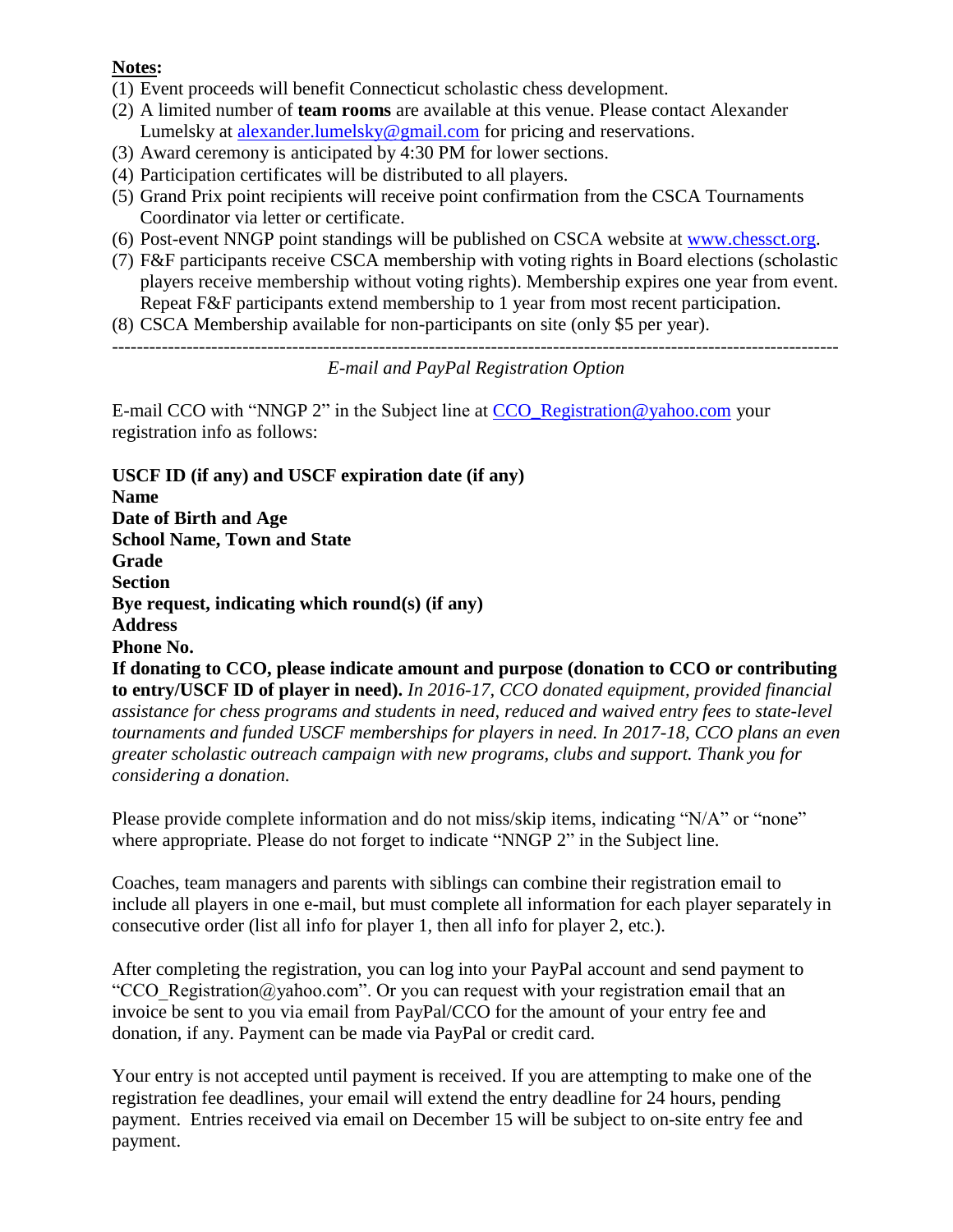**Notes:**

(1) Event proceeds will benefit Connecticut scholastic chess development.
(2) A limited number of **team rooms** are available at this venue. Please contact Alexander Lumelsky at alexander.lumelsky@gmail.com for pricing and reservations.
(3) Award ceremony is anticipated by 4:30 PM for lower sections.
(4) Participation certificates will be distributed to all players.
(5) Grand Prix point recipients will receive point confirmation from the CSCA Tournaments Coordinator via letter or certificate.
(6) Post-event NNGP point standings will be published on CSCA website at www.chessct.org.
(7) F&F participants receive CSCA membership with voting rights in Board elections (scholastic players receive membership without voting rights). Membership expires one year from event. Repeat F&F participants extend membership to 1 year from most recent participation.
(8) CSCA Membership available for non-participants on site (only $5 per year).

---

*E-mail and PayPal Registration Option*

E-mail CCO with "NNGP 2" in the Subject line at CCO_Registration@yahoo.com your registration info as follows:

**USCF ID (if any) and USCF expiration date (if any)**
**Name**
**Date of Birth and Age**
**School Name, Town and State**
**Grade**
**Section**
**Bye request, indicating which round(s) (if any)**
**Address**
**Phone No.**
**If donating to CCO, please indicate amount and purpose (donation to CCO or contributing to entry/USCF ID of player in need).** *In 2016-17, CCO donated equipment, provided financial assistance for chess programs and students in need, reduced and waived entry fees to state-level tournaments and funded USCF memberships for players in need. In 2017-18, CCO plans an even greater scholastic outreach campaign with new programs, clubs and support. Thank you for considering a donation.*

Please provide complete information and do not miss/skip items, indicating "N/A" or "none" where appropriate. Please do not forget to indicate "NNGP 2" in the Subject line.

Coaches, team managers and parents with siblings can combine their registration email to include all players in one e-mail, but must complete all information for each player separately in consecutive order (list all info for player 1, then all info for player 2, etc.).

After completing the registration, you can log into your PayPal account and send payment to "CCO_Registration@yahoo.com". Or you can request with your registration email that an invoice be sent to you via email from PayPal/CCO for the amount of your entry fee and donation, if any. Payment can be made via PayPal or credit card.

Your entry is not accepted until payment is received. If you are attempting to make one of the registration fee deadlines, your email will extend the entry deadline for 24 hours, pending payment. Entries received via email on December 15 will be subject to on-site entry fee and payment.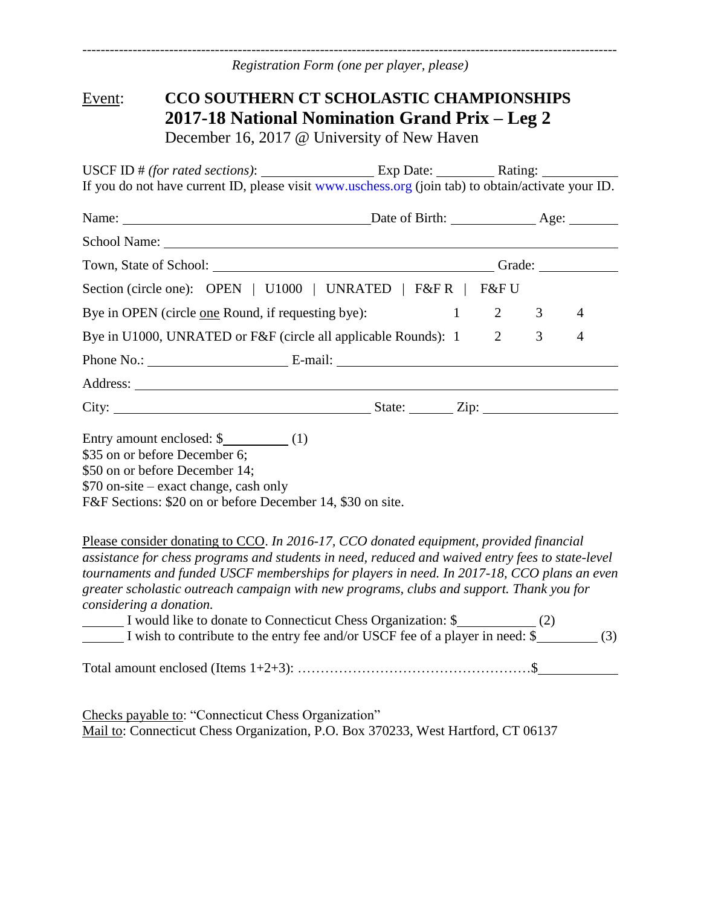---

*Registration Form (one per player, please)*

Event: **CCO SOUTHERN CT SCHOLASTIC CHAMPIONSHIPS**
**2017-18 National Nomination Grand Prix – Leg 2**
December 16, 2017 @ University of New Haven

USCF ID # *(for rated sections)*: ________________ Exp Date: ________ Rating: ___________
If you do not have current ID, please visit www.uschess.org (join tab) to obtain/activate your ID.

Name: ___________________________________ Date of Birth: ____________ Age: _______

School Name: ___________________________________________________________________

Town, State of School: ______________________________________ Grade: ___________

Section (circle one): OPEN | U1000 | UNRATED | F&F R | F&F U

Bye in OPEN (circle one Round, if requesting bye): 1 2 3 4

Bye in U1000, UNRATED or F&F (circle all applicable Rounds): 1 2 3 4

Phone No.: ____________________ E-mail: ______________________________________

Address: ________________________________________________________________________

City: _______________________________________ State: ______ Zip: ___________________

Entry amount enclosed: $__________ (1)
$35 on or before December 6;
$50 on or before December 14;
$70 on-site – exact change, cash only
F&F Sections: $20 on or before December 14, $30 on site.

Please consider donating to CCO. *In 2016-17, CCO donated equipment, provided financial assistance for chess programs and students in need, reduced and waived entry fees to state-level tournaments and funded USCF memberships for players in need. In 2017-18, CCO plans an even greater scholastic outreach campaign with new programs, clubs and support. Thank you for considering a donation.*

______ I would like to donate to Connecticut Chess Organization: $___________ (2)
______ I wish to contribute to the entry fee and/or USCF fee of a player in need: $_________ (3)

Total amount enclosed (Items 1+2+3): ……………………………………………$____________

Checks payable to: "Connecticut Chess Organization"
Mail to: Connecticut Chess Organization, P.O. Box 370233, West Hartford, CT 06137